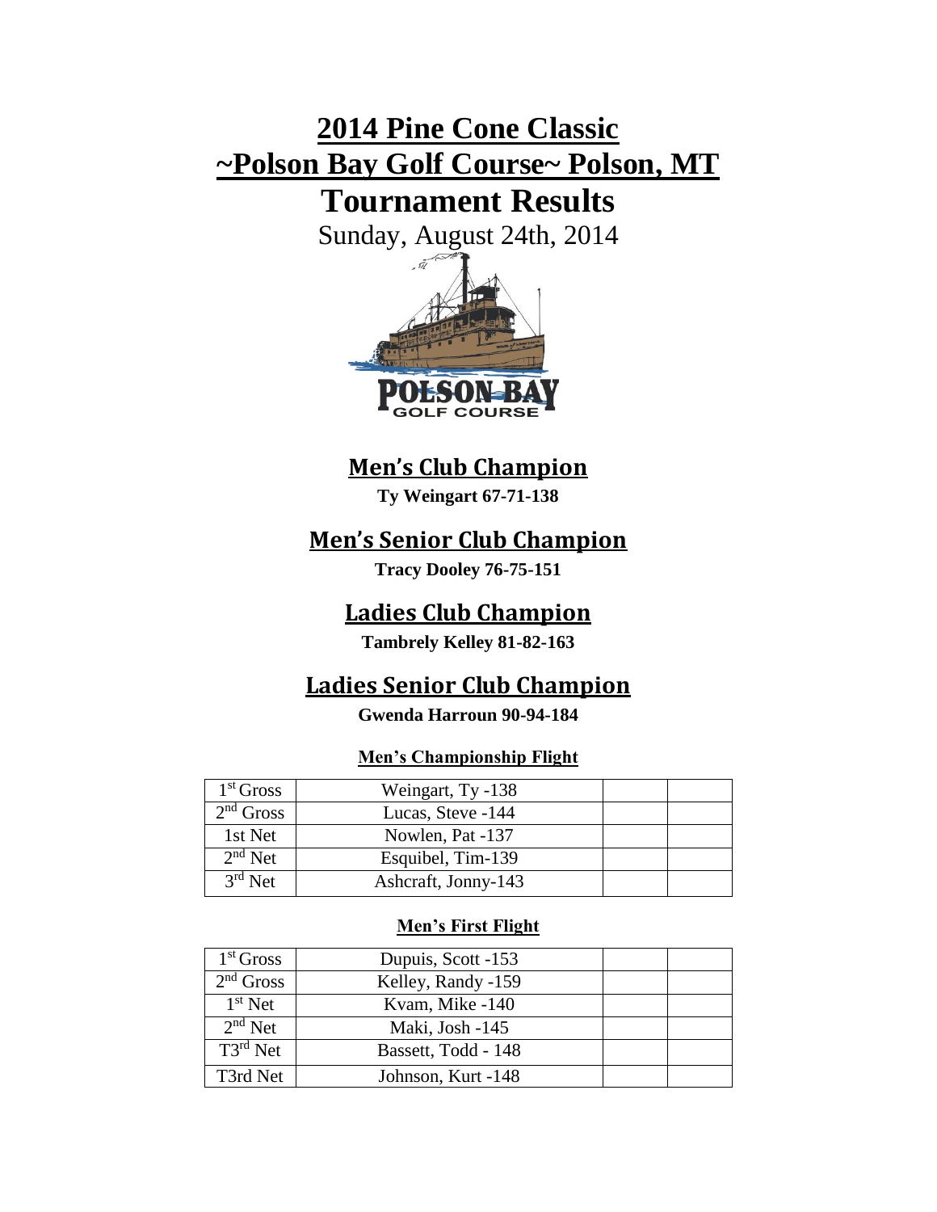# 2014 Pine Cone Classic
# ~Polson Bay Golf Course~ Polson, MT
# Tournament Results

Sunday, August 24th, 2014

## Men's Club Champion

**Ty Weingart 67-71-138**

## Men's Senior Club Champion

**Tracy Dooley 76-75-151**

## Ladies Club Champion

**Tambrely Kelley 81-82-163**

## Ladies Senior Club Champion

**Gwenda Harroun 90-94-184**

### Men's Championship Flight

| | | | |
|---|---|---|---|
| 1st Gross | Weingart, Ty -138 | | |
| 2nd Gross | Lucas, Steve -144 | | |
| 1st Net | Nowlen, Pat -137 | | |
| 2nd Net | Esquibel, Tim-139 | | |
| 3rd Net | Ashcraft, Jonny-143 | | |

### Men's First Flight

| | | | |
|---|---|---|---|
| 1st Gross | Dupuis, Scott -153 | | |
| 2nd Gross | Kelley, Randy -159 | | |
| 1st Net | Kvam, Mike -140 | | |
| 2nd Net | Maki, Josh -145 | | |
| T3rd Net | Bassett, Todd - 148 | | |
| T3rd Net | Johnson, Kurt -148 | | |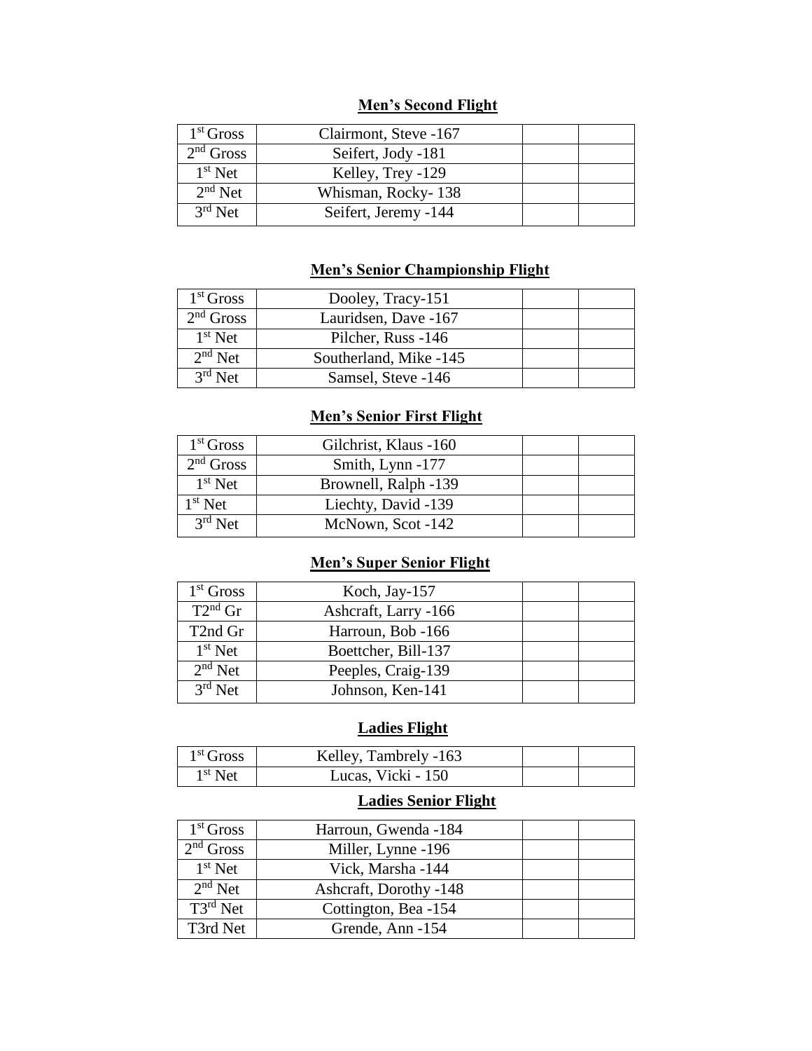## Men's Second Flight

| | | | |
|---|---|---|---|
| 1st Gross | Clairmont, Steve -167 | | |
| 2nd Gross | Seifert, Jody -181 | | |
| 1st Net | Kelley, Trey -129 | | |
| 2nd Net | Whisman, Rocky- 138 | | |
| 3rd Net | Seifert, Jeremy -144 | | |

## Men's Senior Championship Flight

| | | | |
|---|---|---|---|
| 1st Gross | Dooley, Tracy-151 | | |
| 2nd Gross | Lauridsen, Dave -167 | | |
| 1st Net | Pilcher, Russ -146 | | |
| 2nd Net | Southerland, Mike -145 | | |
| 3rd Net | Samsel, Steve -146 | | |

## Men's Senior First Flight

| | | | |
|---|---|---|---|
| 1st Gross | Gilchrist, Klaus -160 | | |
| 2nd Gross | Smith, Lynn -177 | | |
| 1st Net | Brownell, Ralph -139 | | |
| 1st Net | Liechty, David -139 | | |
| 3rd Net | McNown, Scot -142 | | |

## Men's Super Senior Flight

| | | | |
|---|---|---|---|
| 1st Gross | Koch, Jay-157 | | |
| T2nd Gr | Ashcraft, Larry -166 | | |
| T2nd Gr | Harroun, Bob -166 | | |
| 1st Net | Boettcher, Bill-137 | | |
| 2nd Net | Peeples, Craig-139 | | |
| 3rd Net | Johnson, Ken-141 | | |

## Ladies Flight

| | | | |
|---|---|---|---|
| 1st Gross | Kelley, Tambrely -163 | | |
| 1st Net | Lucas, Vicki - 150 | | |

## Ladies Senior Flight

| | | | |
|---|---|---|---|
| 1st Gross | Harroun, Gwenda -184 | | |
| 2nd Gross | Miller, Lynne -196 | | |
| 1st Net | Vick, Marsha -144 | | |
| 2nd Net | Ashcraft, Dorothy -148 | | |
| T3rd Net | Cottington, Bea -154 | | |
| T3rd Net | Grende, Ann -154 | | |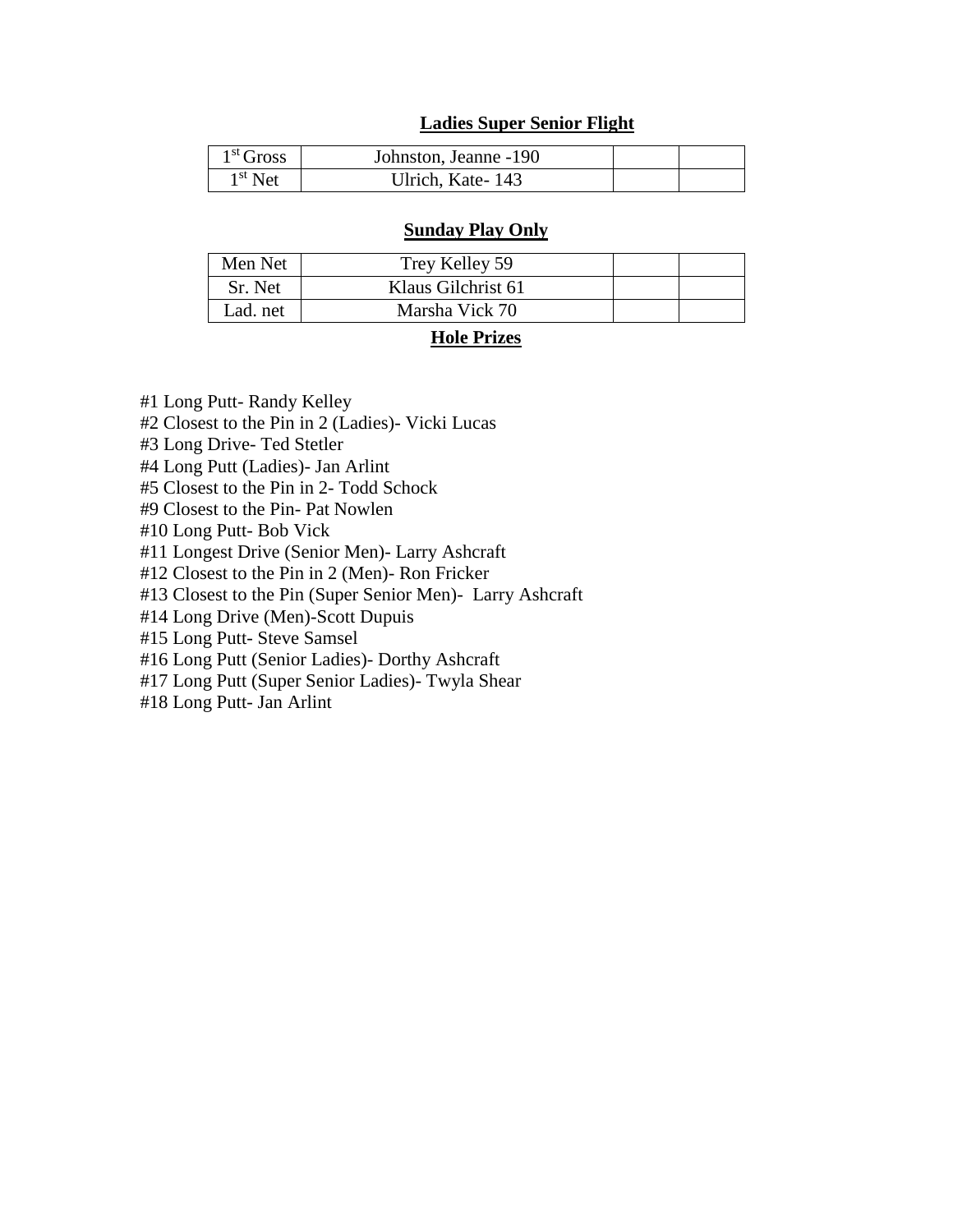**Ladies Super Senior Flight**

| | | | |
|---|---|---|---|
| 1st Gross | Johnston, Jeanne -190 | | |
| 1st Net | Ulrich, Kate- 143 | | |

**Sunday Play Only**

| | | | |
|---|---|---|---|
| Men Net | Trey Kelley 59 | | |
| Sr. Net | Klaus Gilchrist 61 | | |
| Lad. net | Marsha Vick 70 | | |

**Hole Prizes**

#1 Long Putt- Randy Kelley
#2 Closest to the Pin in 2 (Ladies)- Vicki Lucas
#3 Long Drive- Ted Stetler
#4 Long Putt (Ladies)- Jan Arlint
#5 Closest to the Pin in 2- Todd Schock
#9 Closest to the Pin- Pat Nowlen
#10 Long Putt- Bob Vick
#11 Longest Drive (Senior Men)- Larry Ashcraft
#12 Closest to the Pin in 2 (Men)- Ron Fricker
#13 Closest to the Pin (Super Senior Men)- Larry Ashcraft
#14 Long Drive (Men)-Scott Dupuis
#15 Long Putt- Steve Samsel
#16 Long Putt (Senior Ladies)- Dorthy Ashcraft
#17 Long Putt (Super Senior Ladies)- Twyla Shear
#18 Long Putt- Jan Arlint